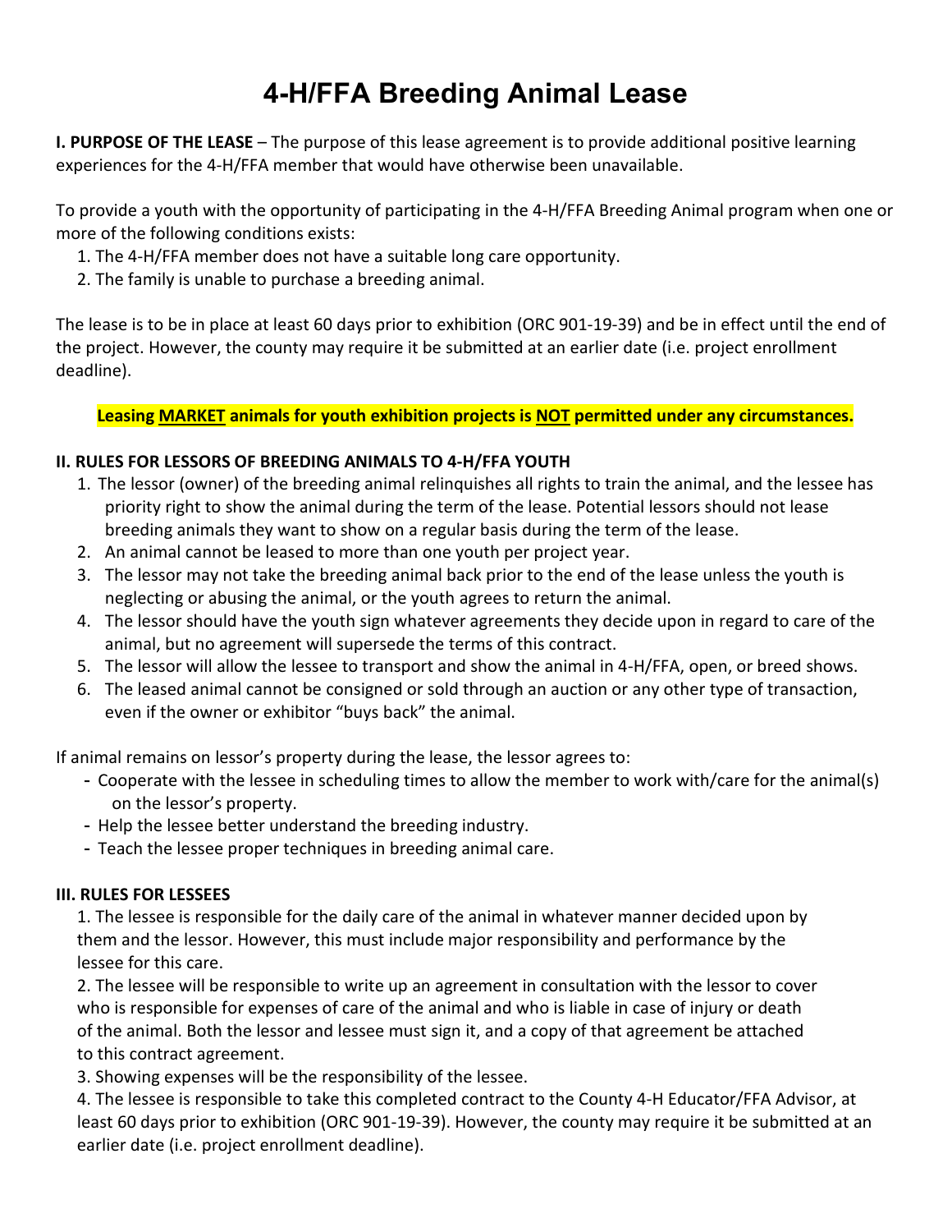# 4-H/FFA Breeding Animal Lease

**I. PURPOSE OF THE LEASE** – The purpose of this lease agreement is to provide additional positive learning experiences for the 4-H/FFA member that would have otherwise been unavailable.

To provide a youth with the opportunity of participating in the 4-H/FFA Breeding Animal program when one or more of the following conditions exists:

1. The 4-H/FFA member does not have a suitable long care opportunity.
2. The family is unable to purchase a breeding animal.

The lease is to be in place at least 60 days prior to exhibition (ORC 901-19-39) and be in effect until the end of the project. However, the county may require it be submitted at an earlier date (i.e. project enrollment deadline).

**Leasing <u>MARKET</u> animals for youth exhibition projects is <u>NOT</u> permitted under any circumstances.**

**II. RULES FOR LESSORS OF BREEDING ANIMALS TO 4-H/FFA YOUTH**

1. The lessor (owner) of the breeding animal relinquishes all rights to train the animal, and the lessee has priority right to show the animal during the term of the lease. Potential lessors should not lease breeding animals they want to show on a regular basis during the term of the lease.
2. An animal cannot be leased to more than one youth per project year.
3. The lessor may not take the breeding animal back prior to the end of the lease unless the youth is neglecting or abusing the animal, or the youth agrees to return the animal.
4. The lessor should have the youth sign whatever agreements they decide upon in regard to care of the animal, but no agreement will supersede the terms of this contract.
5. The lessor will allow the lessee to transport and show the animal in 4-H/FFA, open, or breed shows.
6. The leased animal cannot be consigned or sold through an auction or any other type of transaction, even if the owner or exhibitor "buys back" the animal.

If animal remains on lessor's property during the lease, the lessor agrees to:

- Cooperate with the lessee in scheduling times to allow the member to work with/care for the animal(s) on the lessor's property.
- Help the lessee better understand the breeding industry.
- Teach the lessee proper techniques in breeding animal care.

**III. RULES FOR LESSEES**

1. The lessee is responsible for the daily care of the animal in whatever manner decided upon by them and the lessor. However, this must include major responsibility and performance by the lessee for this care.
2. The lessee will be responsible to write up an agreement in consultation with the lessor to cover who is responsible for expenses of care of the animal and who is liable in case of injury or death of the animal. Both the lessor and lessee must sign it, and a copy of that agreement be attached to this contract agreement.
3. Showing expenses will be the responsibility of the lessee.
4. The lessee is responsible to take this completed contract to the County 4-H Educator/FFA Advisor, at least 60 days prior to exhibition (ORC 901-19-39). However, the county may require it be submitted at an earlier date (i.e. project enrollment deadline).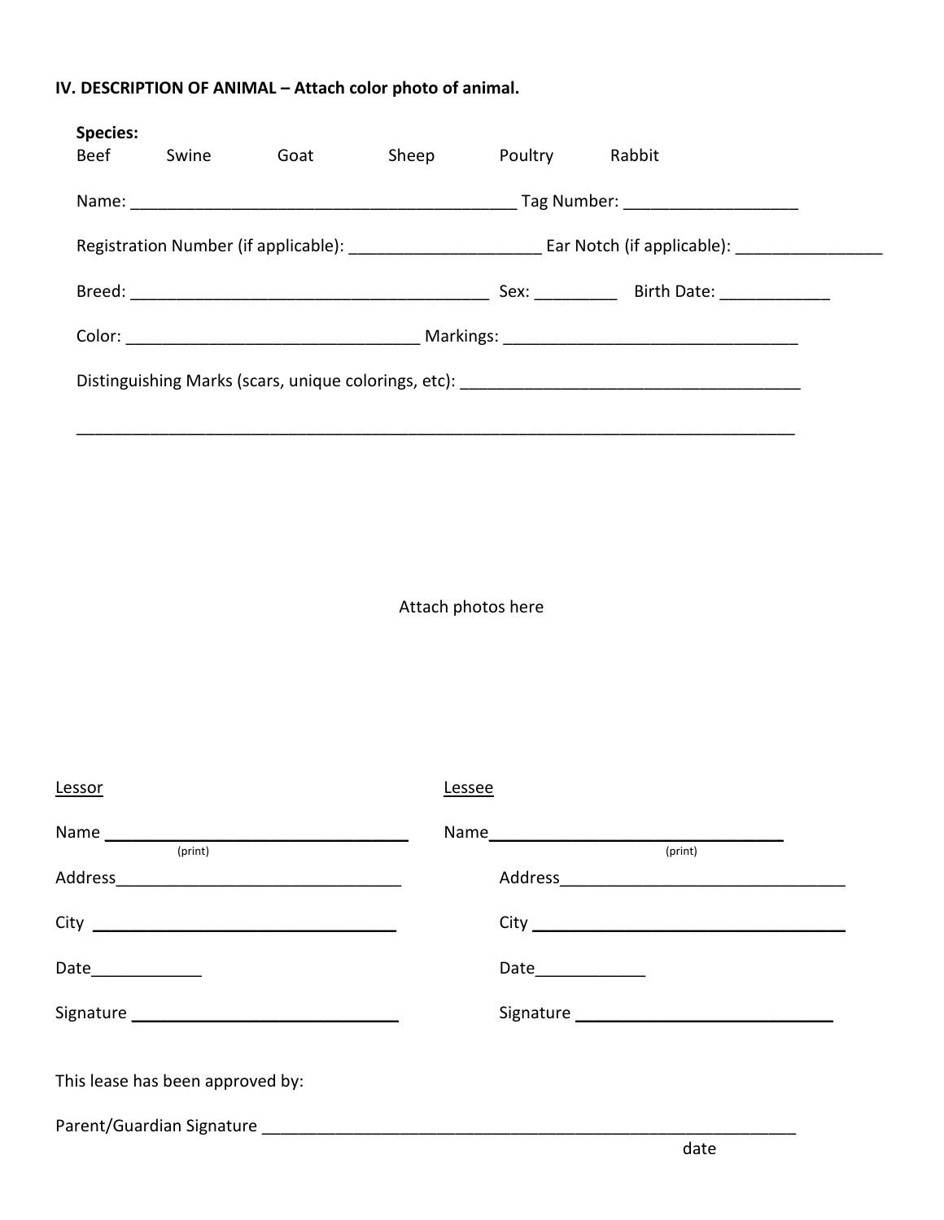**IV. DESCRIPTION OF ANIMAL – Attach color photo of animal.**

**Species:**
Beef Swine Goat Sheep Poultry Rabbit

Name: ________________________________________ Tag Number: __________________

Registration Number (if applicable): ____________________ Ear Notch (if applicable): ________________

Breed: ______________________________________ Sex: _________ Birth Date: ____________

Color: _______________________________ Markings: _______________________________

Distinguishing Marks (scars, unique colorings, etc): ____________________________________

_____________________________________________________________________________

Attach photos here

Lessor

Name ________________________________
(print)

Address______________________________

City ________________________________

Date____________

Signature ____________________________

Lessee

Name________________________________
(print)

Address______________________________

City ________________________________

Date____________

Signature ____________________________

This lease has been approved by:

Parent/Guardian Signature ________________________________________________________
date